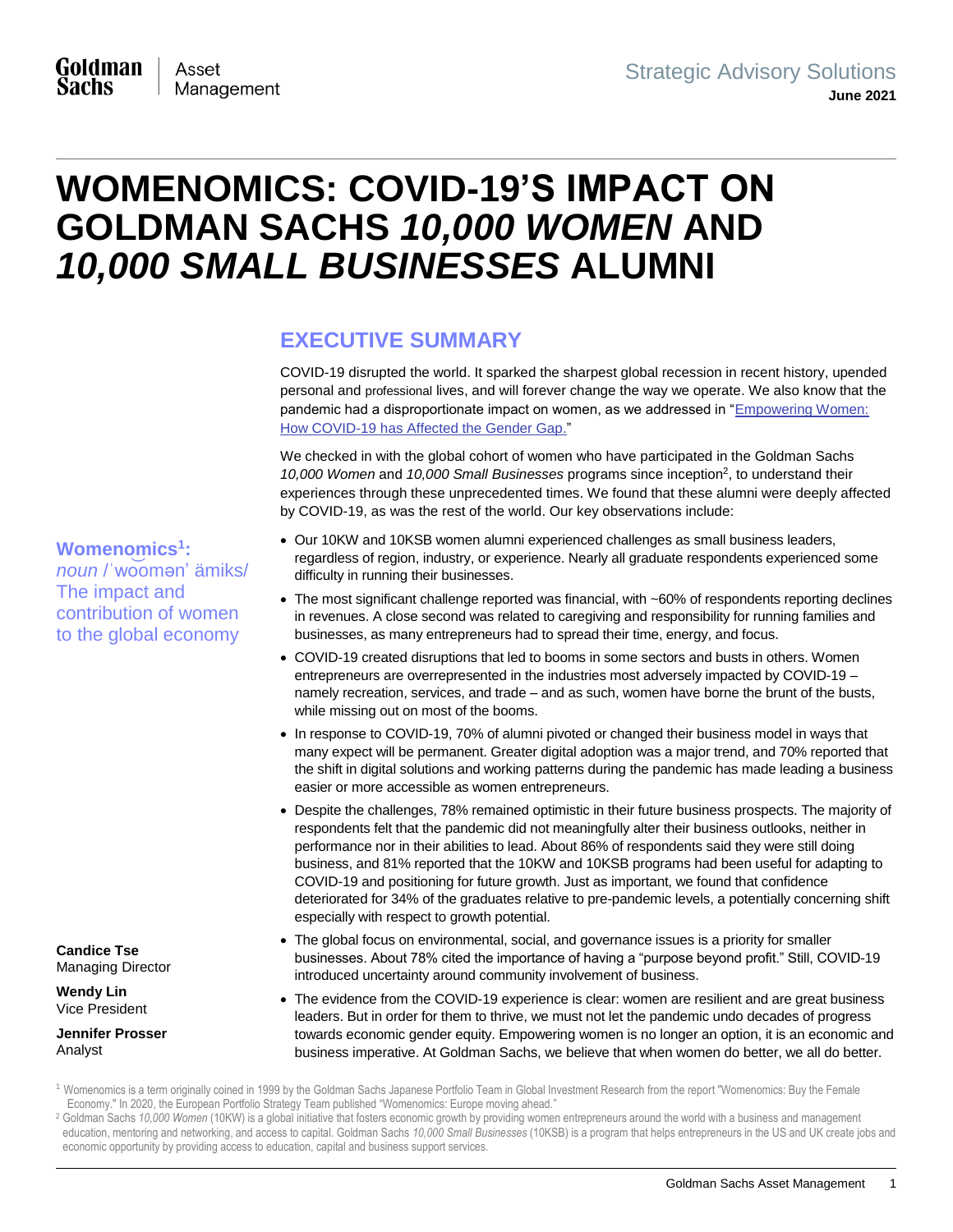Goldman Sachs | Asset Management

Strategic Advisory Solutions
**June 2021**

# WOMENOMICS: COVID-19'S IMPACT ON GOLDMAN SACHS *10,000 WOMEN* AND *10,000 SMALL BUSINESSES* ALUMNI

**Womenomics[1]:**
*noun* /ˈwo͝omən' ämiks/
The impact and contribution of women to the global economy

**Candice Tse**
Managing Director

**Wendy Lin**
Vice President

**Jennifer Prosser**
Analyst

## EXECUTIVE SUMMARY

COVID-19 disrupted the world. It sparked the sharpest global recession in recent history, upended personal and professional lives, and will forever change the way we operate. We also know that the pandemic had a disproportionate impact on women, as we addressed in "Empowering Women: How COVID-19 has Affected the Gender Gap."

We checked in with the global cohort of women who have participated in the Goldman Sachs *10,000 Women* and *10,000 Small Businesses* programs since inception[2], to understand their experiences through these unprecedented times. We found that these alumni were deeply affected by COVID-19, as was the rest of the world. Our key observations include:

- Our 10KW and 10KSB women alumni experienced challenges as small business leaders, regardless of region, industry, or experience. Nearly all graduate respondents experienced some difficulty in running their businesses.
- The most significant challenge reported was financial, with ~60% of respondents reporting declines in revenues. A close second was related to caregiving and responsibility for running families and businesses, as many entrepreneurs had to spread their time, energy, and focus.
- COVID-19 created disruptions that led to booms in some sectors and busts in others. Women entrepreneurs are overrepresented in the industries most adversely impacted by COVID-19 – namely recreation, services, and trade – and as such, women have borne the brunt of the busts, while missing out on most of the booms.
- In response to COVID-19, 70% of alumni pivoted or changed their business model in ways that many expect will be permanent. Greater digital adoption was a major trend, and 70% reported that the shift in digital solutions and working patterns during the pandemic has made leading a business easier or more accessible as women entrepreneurs.
- Despite the challenges, 78% remained optimistic in their future business prospects. The majority of respondents felt that the pandemic did not meaningfully alter their business outlooks, neither in performance nor in their abilities to lead. About 86% of respondents said they were still doing business, and 81% reported that the 10KW and 10KSB programs had been useful for adapting to COVID-19 and positioning for future growth. Just as important, we found that confidence deteriorated for 34% of the graduates relative to pre-pandemic levels, a potentially concerning shift especially with respect to growth potential.
- The global focus on environmental, social, and governance issues is a priority for smaller businesses. About 78% cited the importance of having a "purpose beyond profit." Still, COVID-19 introduced uncertainty around community involvement of business.
- The evidence from the COVID-19 experience is clear: women are resilient and are great business leaders. But in order for them to thrive, we must not let the pandemic undo decades of progress towards economic gender equity. Empowering women is no longer an option, it is an economic and business imperative. At Goldman Sachs, we believe that when women do better, we all do better.

[1] Womenomics is a term originally coined in 1999 by the Goldman Sachs Japanese Portfolio Team in Global Investment Research from the report "Womenomics: Buy the Female Economy." In 2020, the European Portfolio Strategy Team published "Womenomics: Europe moving ahead."

[2] Goldman Sachs *10,000 Women* (10KW) is a global initiative that fosters economic growth by providing women entrepreneurs around the world with a business and management education, mentoring and networking, and access to capital. Goldman Sachs *10,000 Small Businesses* (10KSB) is a program that helps entrepreneurs in the US and UK create jobs and economic opportunity by providing access to education, capital and business support services.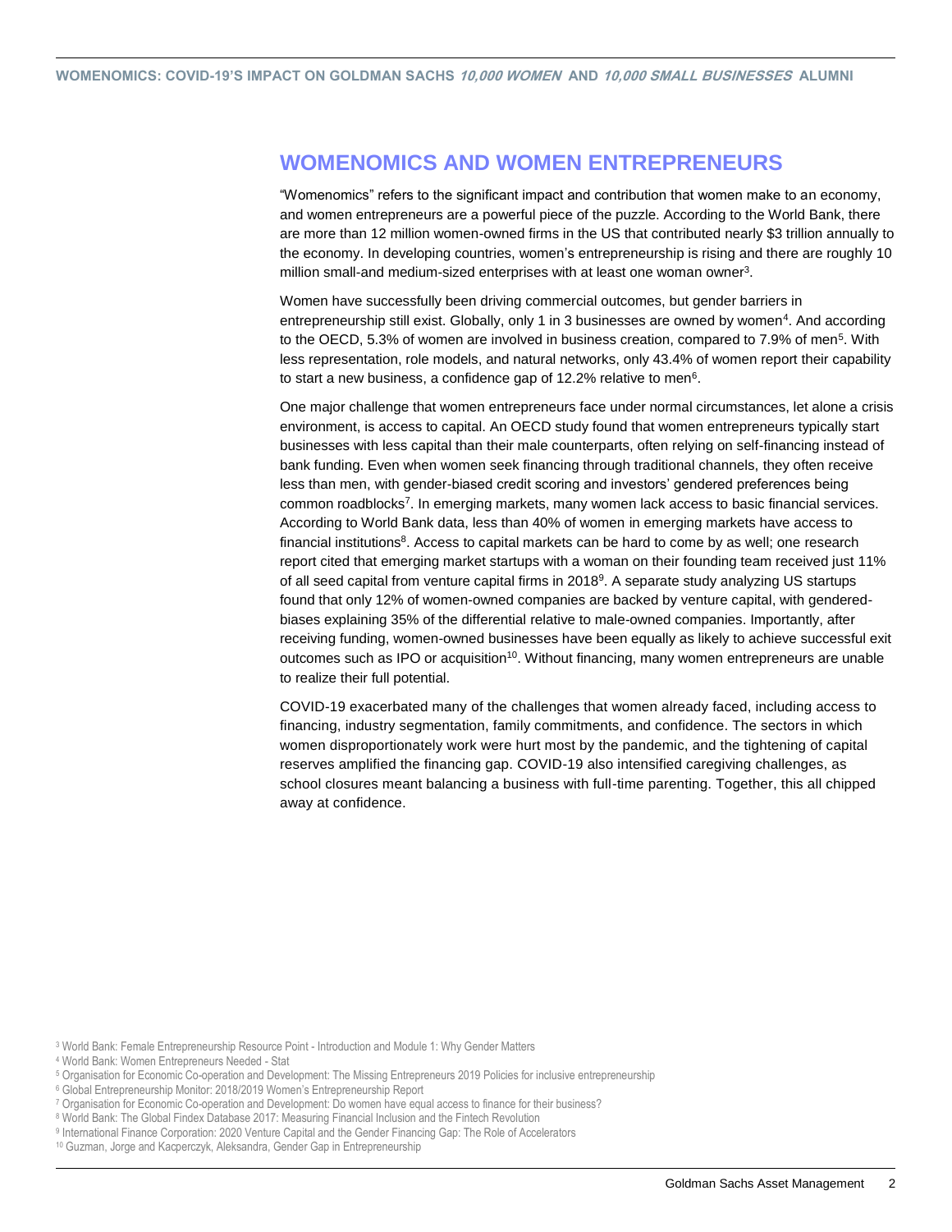## WOMENOMICS AND WOMEN ENTREPRENEURS

"Womenomics" refers to the significant impact and contribution that women make to an economy, and women entrepreneurs are a powerful piece of the puzzle. According to the World Bank, there are more than 12 million women-owned firms in the US that contributed nearly $3 trillion annually to the economy. In developing countries, women's entrepreneurship is rising and there are roughly 10 million small-and medium-sized enterprises with at least one woman owner[3].

Women have successfully been driving commercial outcomes, but gender barriers in entrepreneurship still exist. Globally, only 1 in 3 businesses are owned by women[4]. And according to the OECD, 5.3% of women are involved in business creation, compared to 7.9% of men[5]. With less representation, role models, and natural networks, only 43.4% of women report their capability to start a new business, a confidence gap of 12.2% relative to men[6].

One major challenge that women entrepreneurs face under normal circumstances, let alone a crisis environment, is access to capital. An OECD study found that women entrepreneurs typically start businesses with less capital than their male counterparts, often relying on self-financing instead of bank funding. Even when women seek financing through traditional channels, they often receive less than men, with gender-biased credit scoring and investors' gendered preferences being common roadblocks[7]. In emerging markets, many women lack access to basic financial services. According to World Bank data, less than 40% of women in emerging markets have access to financial institutions[8]. Access to capital markets can be hard to come by as well; one research report cited that emerging market startups with a woman on their founding team received just 11% of all seed capital from venture capital firms in 2018[9]. A separate study analyzing US startups found that only 12% of women-owned companies are backed by venture capital, with gendered-biases explaining 35% of the differential relative to male-owned companies. Importantly, after receiving funding, women-owned businesses have been equally as likely to achieve successful exit outcomes such as IPO or acquisition[10]. Without financing, many women entrepreneurs are unable to realize their full potential.

COVID-19 exacerbated many of the challenges that women already faced, including access to financing, industry segmentation, family commitments, and confidence. The sectors in which women disproportionately work were hurt most by the pandemic, and the tightening of capital reserves amplified the financing gap. COVID-19 also intensified caregiving challenges, as school closures meant balancing a business with full-time parenting. Together, this all chipped away at confidence.

[3] World Bank: Female Entrepreneurship Resource Point - Introduction and Module 1: Why Gender Matters

[4] World Bank: Women Entrepreneurs Needed - Stat

[5] Organisation for Economic Co-operation and Development: The Missing Entrepreneurs 2019 Policies for inclusive entrepreneurship

[6] Global Entrepreneurship Monitor: 2018/2019 Women's Entrepreneurship Report

[7] Organisation for Economic Co-operation and Development: Do women have equal access to finance for their business?

[8] World Bank: The Global Findex Database 2017: Measuring Financial Inclusion and the Fintech Revolution

[9] International Finance Corporation: 2020 Venture Capital and the Gender Financing Gap: The Role of Accelerators

[10] Guzman, Jorge and Kacperczyk, Aleksandra, Gender Gap in Entrepreneurship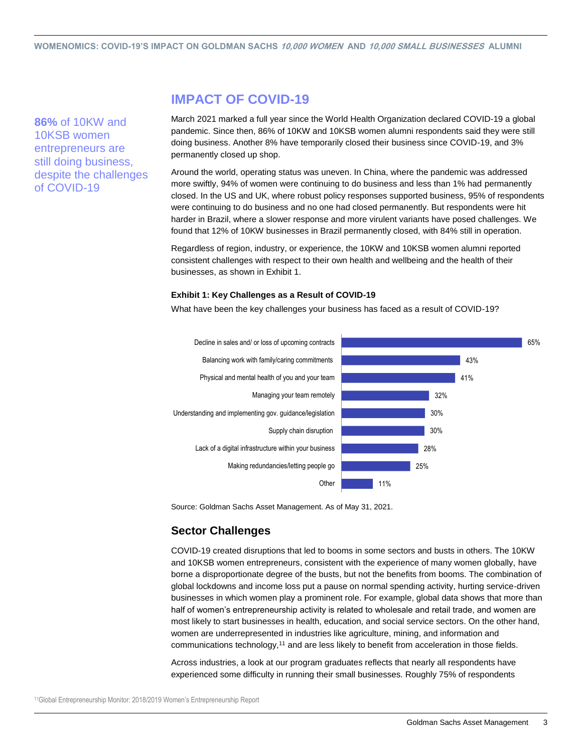## IMPACT OF COVID-19

**86%** of 10KW and 10KSB women entrepreneurs are still doing business, despite the challenges of COVID-19

March 2021 marked a full year since the World Health Organization declared COVID-19 a global pandemic. Since then, 86% of 10KW and 10KSB women alumni respondents said they were still doing business. Another 8% have temporarily closed their business since COVID-19, and 3% permanently closed up shop.

Around the world, operating status was uneven. In China, where the pandemic was addressed more swiftly, 94% of women were continuing to do business and less than 1% had permanently closed. In the US and UK, where robust policy responses supported business, 95% of respondents were continuing to do business and no one had closed permanently. But respondents were hit harder in Brazil, where a slower response and more virulent variants have posed challenges. We found that 12% of 10KW businesses in Brazil permanently closed, with 84% still in operation.

Regardless of region, industry, or experience, the 10KW and 10KSB women alumni reported consistent challenges with respect to their own health and wellbeing and the health of their businesses, as shown in Exhibit 1.

**Exhibit 1: Key Challenges as a Result of COVID-19**

What have been the key challenges your business has faced as a result of COVID-19?

| Challenge | % |
|---|---|
| Decline in sales and/ or loss of upcoming contracts | 65% |
| Balancing work with family/caring commitments | 43% |
| Physical and mental health of you and your team | 41% |
| Managing your team remotely | 32% |
| Understanding and implementing gov. guidance/legislation | 30% |
| Supply chain disruption | 30% |
| Lack of a digital infrastructure within your business | 28% |
| Making redundancies/letting people go | 25% |
| Other | 11% |

Source: Goldman Sachs Asset Management. As of May 31, 2021.

### Sector Challenges

COVID-19 created disruptions that led to booms in some sectors and busts in others. The 10KW and 10KSB women entrepreneurs, consistent with the experience of many women globally, have borne a disproportionate degree of the busts, but not the benefits from booms. The combination of global lockdowns and income loss put a pause on normal spending activity, hurting service-driven businesses in which women play a prominent role. For example, global data shows that more than half of women's entrepreneurship activity is related to wholesale and retail trade, and women are most likely to start businesses in health, education, and social service sectors. On the other hand, women are underrepresented in industries like agriculture, mining, and information and communications technology,[11] and are less likely to benefit from acceleration in those fields.

Across industries, a look at our program graduates reflects that nearly all respondents have experienced some difficulty in running their small businesses. Roughly 75% of respondents

[11]Global Entrepreneurship Monitor: 2018/2019 Women's Entrepreneurship Report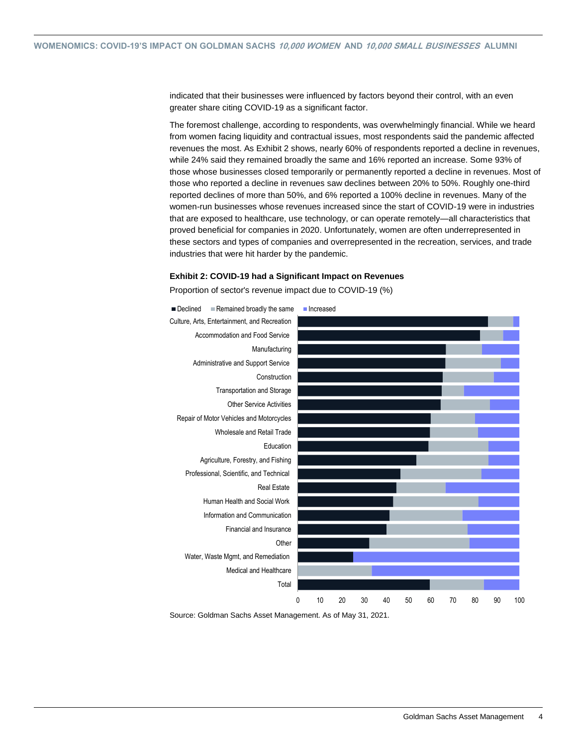indicated that their businesses were influenced by factors beyond their control, with an even greater share citing COVID-19 as a significant factor.

The foremost challenge, according to respondents, was overwhelmingly financial. While we heard from women facing liquidity and contractual issues, most respondents said the pandemic affected revenues the most. As Exhibit 2 shows, nearly 60% of respondents reported a decline in revenues, while 24% said they remained broadly the same and 16% reported an increase. Some 93% of those whose businesses closed temporarily or permanently reported a decline in revenues. Most of those who reported a decline in revenues saw declines between 20% to 50%. Roughly one-third reported declines of more than 50%, and 6% reported a 100% decline in revenues. Many of the women-run businesses whose revenues increased since the start of COVID-19 were in industries that are exposed to healthcare, use technology, or can operate remotely—all characteristics that proved beneficial for companies in 2020. Unfortunately, women are often underrepresented in these sectors and types of companies and overrepresented in the recreation, services, and trade industries that were hit harder by the pandemic.

**Exhibit 2: COVID-19 had a Significant Impact on Revenues**

Proportion of sector's revenue impact due to COVID-19 (%)

Legend: Declined | Remained broadly the same | Increased

Sectors (top to bottom): Culture, Arts, Entertainment, and Recreation; Accommodation and Food Service; Manufacturing; Administrative and Support Service; Construction; Transportation and Storage; Other Service Activities; Repair of Motor Vehicles and Motorcycles; Wholesale and Retail Trade; Education; Agriculture, Forestry, and Fishing; Professional, Scientific, and Technical; Real Estate; Human Health and Social Work; Information and Communication; Financial and Insurance; Other; Water, Waste Mgmt, and Remediation; Medical and Healthcare; Total

X-axis: 0 10 20 30 40 50 60 70 80 90 100

Source: Goldman Sachs Asset Management. As of May 31, 2021.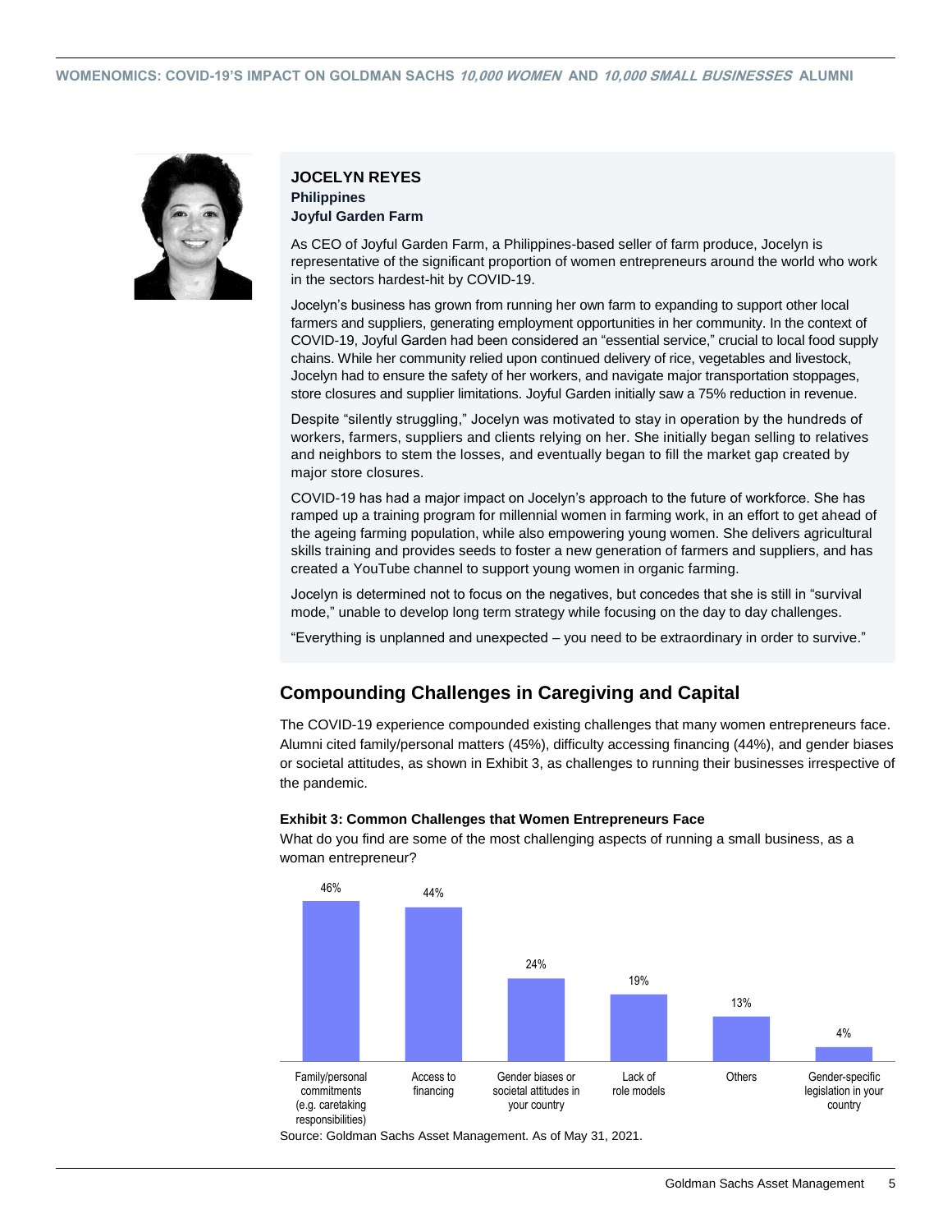**JOCELYN REYES**
**Philippines**
**Joyful Garden Farm**

As CEO of Joyful Garden Farm, a Philippines-based seller of farm produce, Jocelyn is representative of the significant proportion of women entrepreneurs around the world who work in the sectors hardest-hit by COVID-19.

Jocelyn's business has grown from running her own farm to expanding to support other local farmers and suppliers, generating employment opportunities in her community. In the context of COVID-19, Joyful Garden had been considered an "essential service," crucial to local food supply chains. While her community relied upon continued delivery of rice, vegetables and livestock, Jocelyn had to ensure the safety of her workers, and navigate major transportation stoppages, store closures and supplier limitations. Joyful Garden initially saw a 75% reduction in revenue.

Despite "silently struggling," Jocelyn was motivated to stay in operation by the hundreds of workers, farmers, suppliers and clients relying on her. She initially began selling to relatives and neighbors to stem the losses, and eventually began to fill the market gap created by major store closures.

COVID-19 has had a major impact on Jocelyn's approach to the future of workforce. She has ramped up a training program for millennial women in farming work, in an effort to get ahead of the ageing farming population, while also empowering young women. She delivers agricultural skills training and provides seeds to foster a new generation of farmers and suppliers, and has created a YouTube channel to support young women in organic farming.

Jocelyn is determined not to focus on the negatives, but concedes that she is still in "survival mode," unable to develop long term strategy while focusing on the day to day challenges.

"Everything is unplanned and unexpected – you need to be extraordinary in order to survive."

## Compounding Challenges in Caregiving and Capital

The COVID-19 experience compounded existing challenges that many women entrepreneurs face. Alumni cited family/personal matters (45%), difficulty accessing financing (44%), and gender biases or societal attitudes, as shown in Exhibit 3, as challenges to running their businesses irrespective of the pandemic.

**Exhibit 3: Common Challenges that Women Entrepreneurs Face**

What do you find are some of the most challenging aspects of running a small business, as a woman entrepreneur?

| Challenge | % |
| --- | --- |
| Family/personal commitments (e.g. caretaking responsibilities) | 46% |
| Access to financing | 44% |
| Gender biases or societal attitudes in your country | 24% |
| Lack of role models | 19% |
| Others | 13% |
| Gender-specific legislation in your country | 4% |

Source: Goldman Sachs Asset Management. As of May 31, 2021.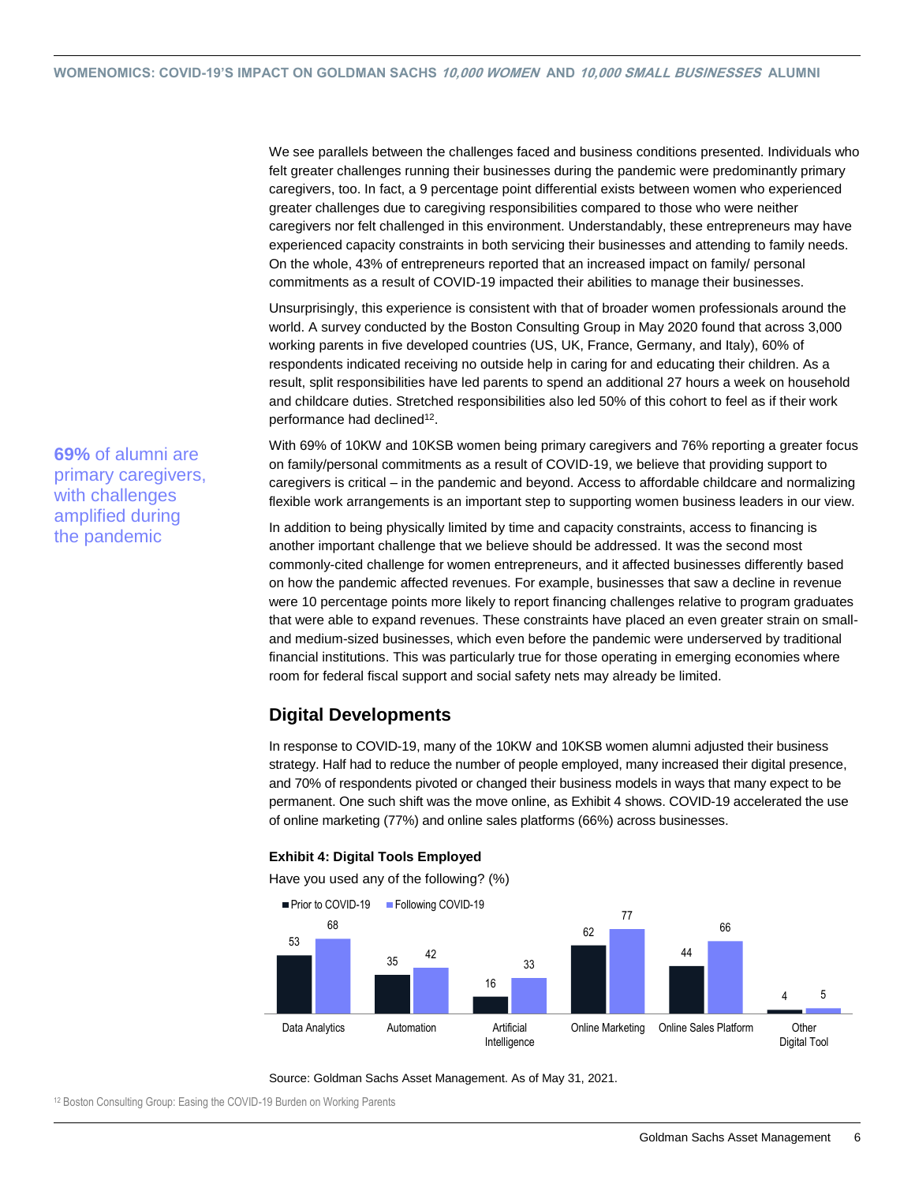We see parallels between the challenges faced and business conditions presented. Individuals who felt greater challenges running their businesses during the pandemic were predominantly primary caregivers, too. In fact, a 9 percentage point differential exists between women who experienced greater challenges due to caregiving responsibilities compared to those who were neither caregivers nor felt challenged in this environment. Understandably, these entrepreneurs may have experienced capacity constraints in both servicing their businesses and attending to family needs. On the whole, 43% of entrepreneurs reported that an increased impact on family/ personal commitments as a result of COVID-19 impacted their abilities to manage their businesses.

Unsurprisingly, this experience is consistent with that of broader women professionals around the world. A survey conducted by the Boston Consulting Group in May 2020 found that across 3,000 working parents in five developed countries (US, UK, France, Germany, and Italy), 60% of respondents indicated receiving no outside help in caring for and educating their children. As a result, split responsibilities have led parents to spend an additional 27 hours a week on household and childcare duties. Stretched responsibilities also led 50% of this cohort to feel as if their work performance had declined[12].

**69%** of alumni are primary caregivers, with challenges amplified during the pandemic

With 69% of 10KW and 10KSB women being primary caregivers and 76% reporting a greater focus on family/personal commitments as a result of COVID-19, we believe that providing support to caregivers is critical – in the pandemic and beyond. Access to affordable childcare and normalizing flexible work arrangements is an important step to supporting women business leaders in our view.

In addition to being physically limited by time and capacity constraints, access to financing is another important challenge that we believe should be addressed. It was the second most commonly-cited challenge for women entrepreneurs, and it affected businesses differently based on how the pandemic affected revenues. For example, businesses that saw a decline in revenue were 10 percentage points more likely to report financing challenges relative to program graduates that were able to expand revenues. These constraints have placed an even greater strain on small- and medium-sized businesses, which even before the pandemic were underserved by traditional financial institutions. This was particularly true for those operating in emerging economies where room for federal fiscal support and social safety nets may already be limited.

## Digital Developments

In response to COVID-19, many of the 10KW and 10KSB women alumni adjusted their business strategy. Half had to reduce the number of people employed, many increased their digital presence, and 70% of respondents pivoted or changed their business models in ways that many expect to be permanent. One such shift was the move online, as Exhibit 4 shows. COVID-19 accelerated the use of online marketing (77%) and online sales platforms (66%) across businesses.

**Exhibit 4: Digital Tools Employed**

Have you used any of the following? (%)

| | Prior to COVID-19 | Following COVID-19 |
|---|---|---|
| Data Analytics | 53 | 68 |
| Automation | 35 | 42 |
| Artificial Intelligence | 16 | 33 |
| Online Marketing | 62 | 77 |
| Online Sales Platform | 44 | 66 |
| Other Digital Tool | 4 | 5 |

Source: Goldman Sachs Asset Management. As of May 31, 2021.

[12] Boston Consulting Group: Easing the COVID-19 Burden on Working Parents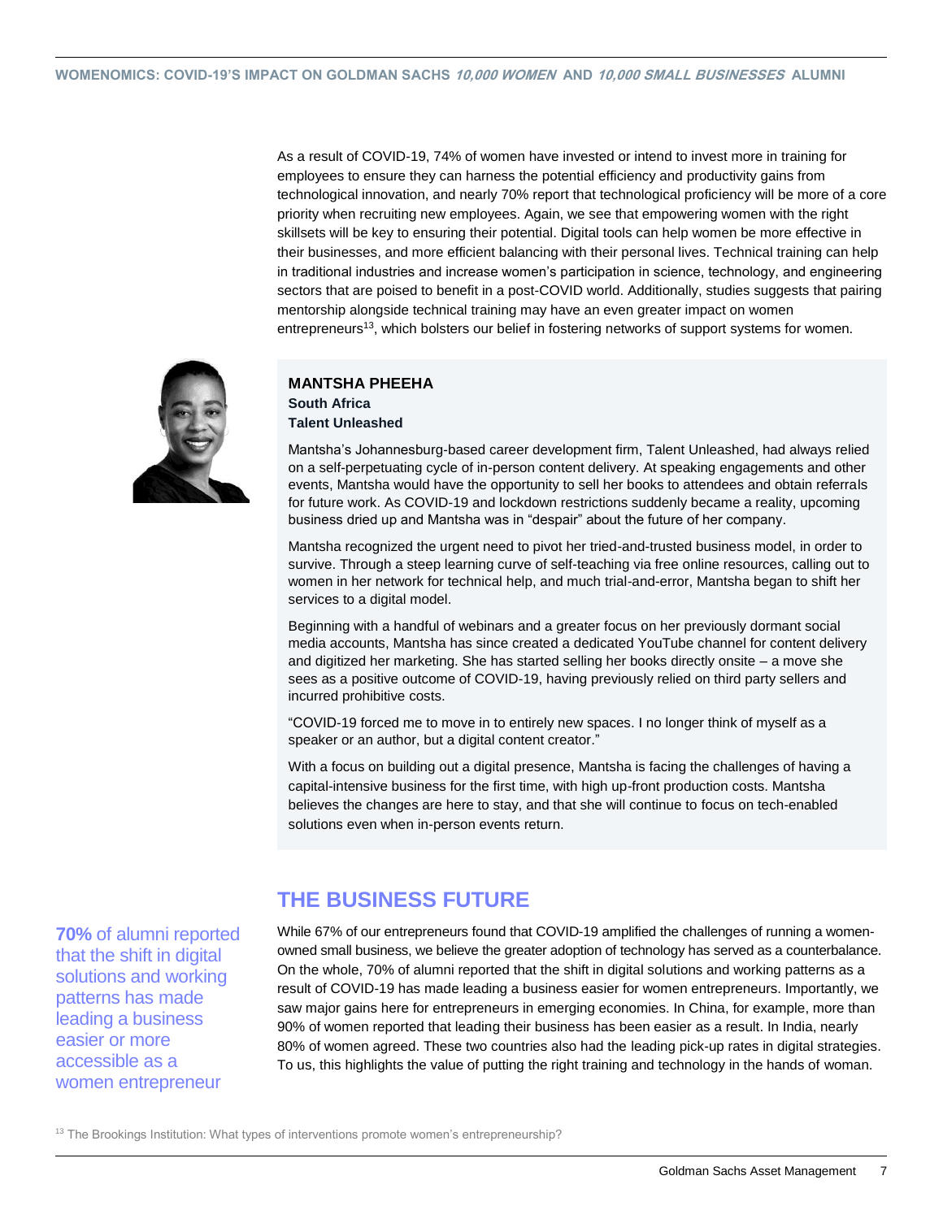As a result of COVID-19, 74% of women have invested or intend to invest more in training for employees to ensure they can harness the potential efficiency and productivity gains from technological innovation, and nearly 70% report that technological proficiency will be more of a core priority when recruiting new employees. Again, we see that empowering women with the right skillsets will be key to ensuring their potential. Digital tools can help women be more effective in their businesses, and more efficient balancing with their personal lives. Technical training can help in traditional industries and increase women's participation in science, technology, and engineering sectors that are poised to benefit in a post-COVID world. Additionally, studies suggests that pairing mentorship alongside technical training may have an even greater impact on women entrepreneurs[13], which bolsters our belief in fostering networks of support systems for women.

**MANTSHA PHEEHA**
**South Africa**
**Talent Unleashed**

Mantsha's Johannesburg-based career development firm, Talent Unleashed, had always relied on a self-perpetuating cycle of in-person content delivery. At speaking engagements and other events, Mantsha would have the opportunity to sell her books to attendees and obtain referrals for future work. As COVID-19 and lockdown restrictions suddenly became a reality, upcoming business dried up and Mantsha was in "despair" about the future of her company.

Mantsha recognized the urgent need to pivot her tried-and-trusted business model, in order to survive. Through a steep learning curve of self-teaching via free online resources, calling out to women in her network for technical help, and much trial-and-error, Mantsha began to shift her services to a digital model.

Beginning with a handful of webinars and a greater focus on her previously dormant social media accounts, Mantsha has since created a dedicated YouTube channel for content delivery and digitized her marketing. She has started selling her books directly onsite – a move she sees as a positive outcome of COVID-19, having previously relied on third party sellers and incurred prohibitive costs.

"COVID-19 forced me to move in to entirely new spaces. I no longer think of myself as a speaker or an author, but a digital content creator."

With a focus on building out a digital presence, Mantsha is facing the challenges of having a capital-intensive business for the first time, with high up-front production costs. Mantsha believes the changes are here to stay, and that she will continue to focus on tech-enabled solutions even when in-person events return.

## THE BUSINESS FUTURE

**70%** of alumni reported that the shift in digital solutions and working patterns has made leading a business easier or more accessible as a women entrepreneur

While 67% of our entrepreneurs found that COVID-19 amplified the challenges of running a women-owned small business, we believe the greater adoption of technology has served as a counterbalance. On the whole, 70% of alumni reported that the shift in digital solutions and working patterns as a result of COVID-19 has made leading a business easier for women entrepreneurs. Importantly, we saw major gains here for entrepreneurs in emerging economies. In China, for example, more than 90% of women reported that leading their business has been easier as a result. In India, nearly 80% of women agreed. These two countries also had the leading pick-up rates in digital strategies. To us, this highlights the value of putting the right training and technology in the hands of woman.

[13] The Brookings Institution: What types of interventions promote women's entrepreneurship?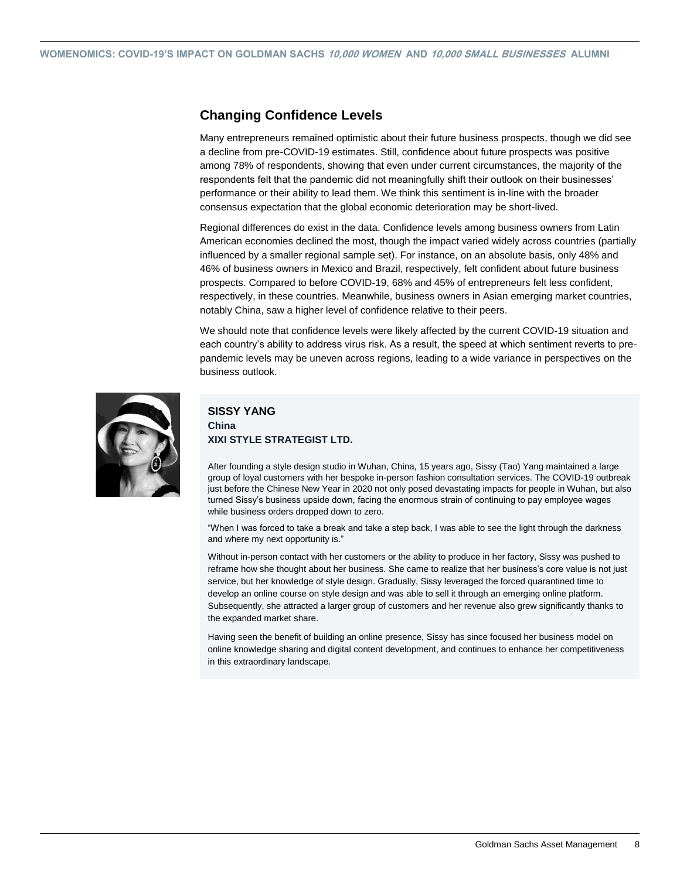## Changing Confidence Levels

Many entrepreneurs remained optimistic about their future business prospects, though we did see a decline from pre-COVID-19 estimates. Still, confidence about future prospects was positive among 78% of respondents, showing that even under current circumstances, the majority of the respondents felt that the pandemic did not meaningfully shift their outlook on their businesses' performance or their ability to lead them. We think this sentiment is in-line with the broader consensus expectation that the global economic deterioration may be short-lived.

Regional differences do exist in the data. Confidence levels among business owners from Latin American economies declined the most, though the impact varied widely across countries (partially influenced by a smaller regional sample set). For instance, on an absolute basis, only 48% and 46% of business owners in Mexico and Brazil, respectively, felt confident about future business prospects. Compared to before COVID-19, 68% and 45% of entrepreneurs felt less confident, respectively, in these countries. Meanwhile, business owners in Asian emerging market countries, notably China, saw a higher level of confidence relative to their peers.

We should note that confidence levels were likely affected by the current COVID-19 situation and each country's ability to address virus risk. As a result, the speed at which sentiment reverts to pre-pandemic levels may be uneven across regions, leading to a wide variance in perspectives on the business outlook.

**SISSY YANG**
**China**
**XIXI STYLE STRATEGIST LTD.**

After founding a style design studio in Wuhan, China, 15 years ago, Sissy (Tao) Yang maintained a large group of loyal customers with her bespoke in-person fashion consultation services. The COVID-19 outbreak just before the Chinese New Year in 2020 not only posed devastating impacts for people in Wuhan, but also turned Sissy's business upside down, facing the enormous strain of continuing to pay employee wages while business orders dropped down to zero.

"When I was forced to take a break and take a step back, I was able to see the light through the darkness and where my next opportunity is."

Without in-person contact with her customers or the ability to produce in her factory, Sissy was pushed to reframe how she thought about her business. She came to realize that her business's core value is not just service, but her knowledge of style design. Gradually, Sissy leveraged the forced quarantined time to develop an online course on style design and was able to sell it through an emerging online platform. Subsequently, she attracted a larger group of customers and her revenue also grew significantly thanks to the expanded market share.

Having seen the benefit of building an online presence, Sissy has since focused her business model on online knowledge sharing and digital content development, and continues to enhance her competitiveness in this extraordinary landscape.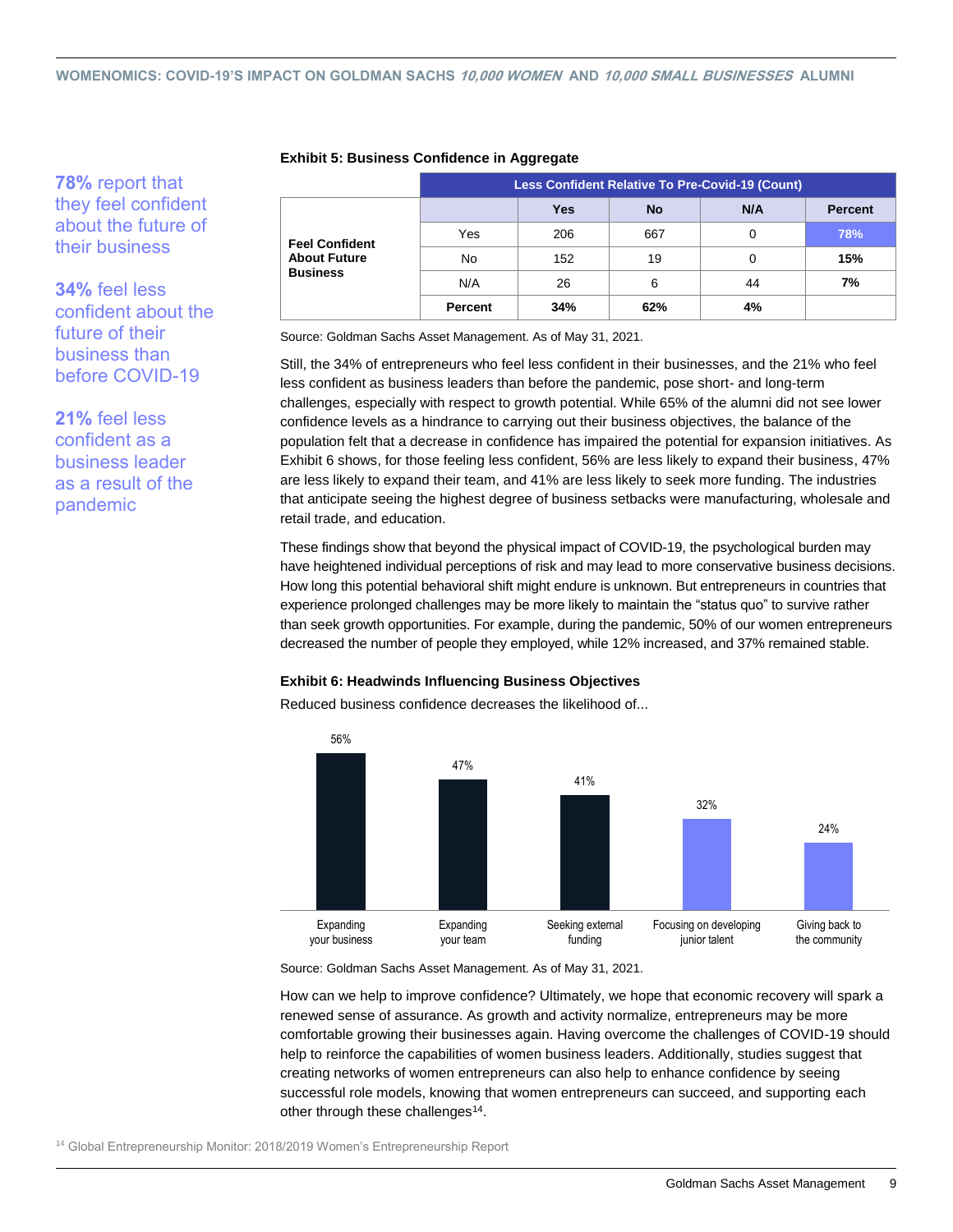**78%** report that they feel confident about the future of their business

**34%** feel less confident about the future of their business than before COVID-19

**21%** feel less confident as a business leader as a result of the pandemic

**Exhibit 5: Business Confidence in Aggregate**

| | | Less Confident Relative To Pre-Covid-19 (Count) | | | |
|---|---|---|---|---|---|
| | | **Yes** | **No** | **N/A** | **Percent** |
| **Feel Confident About Future Business** | Yes | 206 | 667 | 0 | **78%** |
| | No | 152 | 19 | 0 | **15%** |
| | N/A | 26 | 6 | 44 | **7%** |
| | **Percent** | **34%** | **62%** | **4%** | |

Source: Goldman Sachs Asset Management. As of May 31, 2021.

Still, the 34% of entrepreneurs who feel less confident in their businesses, and the 21% who feel less confident as business leaders than before the pandemic, pose short- and long-term challenges, especially with respect to growth potential. While 65% of the alumni did not see lower confidence levels as a hindrance to carrying out their business objectives, the balance of the population felt that a decrease in confidence has impaired the potential for expansion initiatives. As Exhibit 6 shows, for those feeling less confident, 56% are less likely to expand their business, 47% are less likely to expand their team, and 41% are less likely to seek more funding. The industries that anticipate seeing the highest degree of business setbacks were manufacturing, wholesale and retail trade, and education.

These findings show that beyond the physical impact of COVID-19, the psychological burden may have heightened individual perceptions of risk and may lead to more conservative business decisions. How long this potential behavioral shift might endure is unknown. But entrepreneurs in countries that experience prolonged challenges may be more likely to maintain the "status quo" to survive rather than seek growth opportunities. For example, during the pandemic, 50% of our women entrepreneurs decreased the number of people they employed, while 12% increased, and 37% remained stable.

**Exhibit 6: Headwinds Influencing Business Objectives**

Reduced business confidence decreases the likelihood of...

| Expanding your business | Expanding your team | Seeking external funding | Focusing on developing junior talent | Giving back to the community |
|---|---|---|---|---|
| 56% | 47% | 41% | 32% | 24% |

Source: Goldman Sachs Asset Management. As of May 31, 2021.

How can we help to improve confidence? Ultimately, we hope that economic recovery will spark a renewed sense of assurance. As growth and activity normalize, entrepreneurs may be more comfortable growing their businesses again. Having overcome the challenges of COVID-19 should help to reinforce the capabilities of women business leaders. Additionally, studies suggest that creating networks of women entrepreneurs can also help to enhance confidence by seeing successful role models, knowing that women entrepreneurs can succeed, and supporting each other through these challenges[14].

[14] Global Entrepreneurship Monitor: 2018/2019 Women's Entrepreneurship Report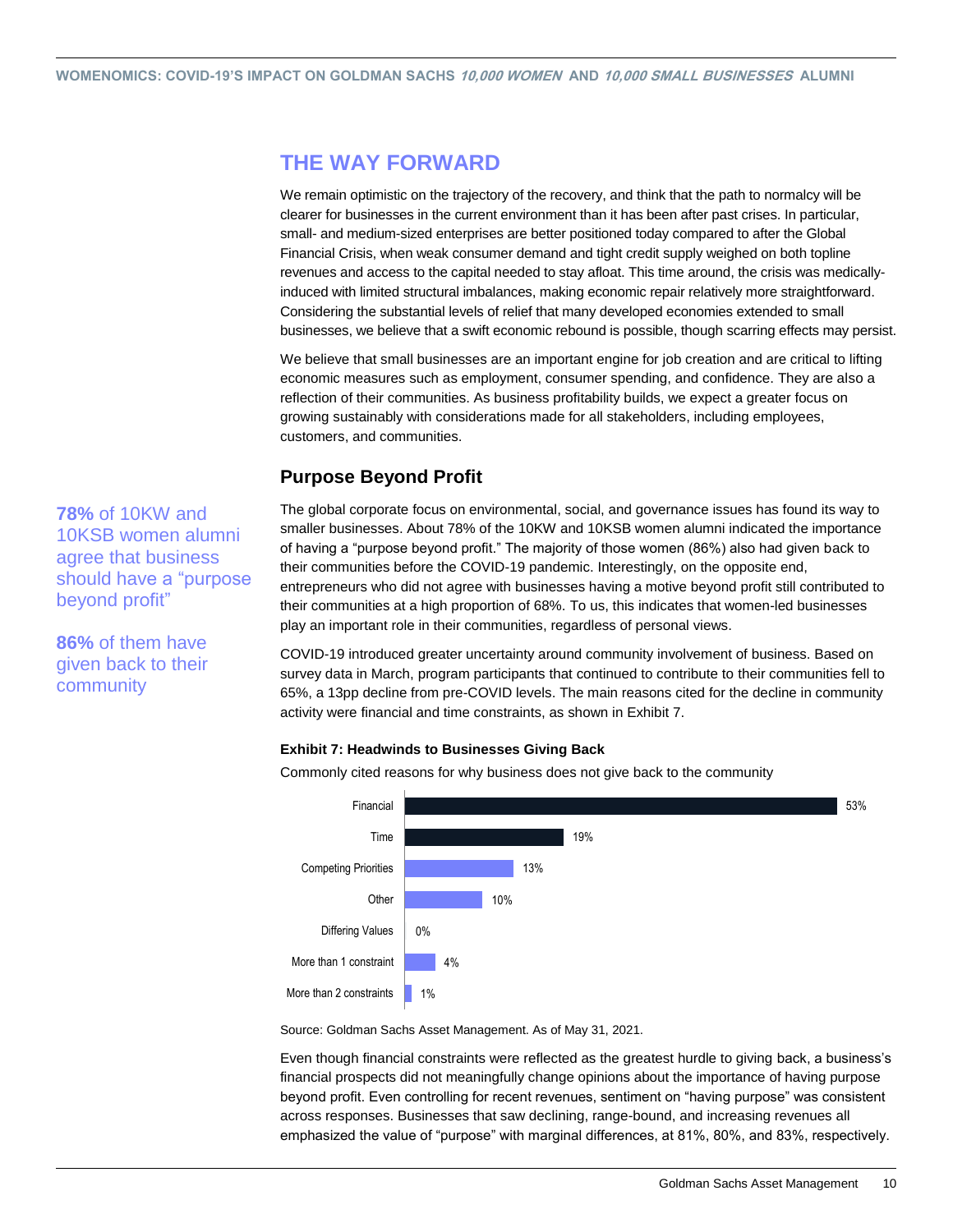## THE WAY FORWARD

We remain optimistic on the trajectory of the recovery, and think that the path to normalcy will be clearer for businesses in the current environment than it has been after past crises. In particular, small- and medium-sized enterprises are better positioned today compared to after the Global Financial Crisis, when weak consumer demand and tight credit supply weighed on both topline revenues and access to the capital needed to stay afloat. This time around, the crisis was medically-induced with limited structural imbalances, making economic repair relatively more straightforward. Considering the substantial levels of relief that many developed economies extended to small businesses, we believe that a swift economic rebound is possible, though scarring effects may persist.

We believe that small businesses are an important engine for job creation and are critical to lifting economic measures such as employment, consumer spending, and confidence. They are also a reflection of their communities. As business profitability builds, we expect a greater focus on growing sustainably with considerations made for all stakeholders, including employees, customers, and communities.

### Purpose Beyond Profit

**78%** of 10KW and 10KSB women alumni agree that business should have a "purpose beyond profit"

**86%** of them have given back to their community

The global corporate focus on environmental, social, and governance issues has found its way to smaller businesses. About 78% of the 10KW and 10KSB women alumni indicated the importance of having a "purpose beyond profit." The majority of those women (86%) also had given back to their communities before the COVID-19 pandemic. Interestingly, on the opposite end, entrepreneurs who did not agree with businesses having a motive beyond profit still contributed to their communities at a high proportion of 68%. To us, this indicates that women-led businesses play an important role in their communities, regardless of personal views.

COVID-19 introduced greater uncertainty around community involvement of business. Based on survey data in March, program participants that continued to contribute to their communities fell to 65%, a 13pp decline from pre-COVID levels. The main reasons cited for the decline in community activity were financial and time constraints, as shown in Exhibit 7.

**Exhibit 7: Headwinds to Businesses Giving Back**

Commonly cited reasons for why business does not give back to the community

| Reason | Share |
|---|---|
| Financial | 53% |
| Time | 19% |
| Competing Priorities | 13% |
| Other | 10% |
| Differing Values | 0% |
| More than 1 constraint | 4% |
| More than 2 constraints | 1% |

Source: Goldman Sachs Asset Management. As of May 31, 2021.

Even though financial constraints were reflected as the greatest hurdle to giving back, a business's financial prospects did not meaningfully change opinions about the importance of having purpose beyond profit. Even controlling for recent revenues, sentiment on "having purpose" was consistent across responses. Businesses that saw declining, range-bound, and increasing revenues all emphasized the value of "purpose" with marginal differences, at 81%, 80%, and 83%, respectively.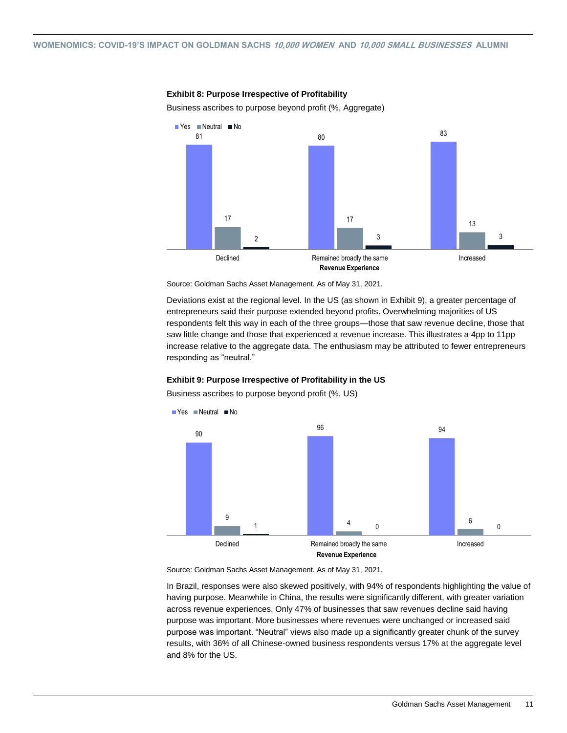**Exhibit 8: Purpose Irrespective of Profitability**

Business ascribes to purpose beyond profit (%, Aggregate)

| Revenue Experience | Yes | Neutral | No |
|---|---|---|---|
| Declined | 81 | 17 | 2 |
| Remained broadly the same | 80 | 17 | 3 |
| Increased | 83 | 13 | 3 |

Source: Goldman Sachs Asset Management. As of May 31, 2021.

Deviations exist at the regional level. In the US (as shown in Exhibit 9), a greater percentage of entrepreneurs said their purpose extended beyond profits. Overwhelming majorities of US respondents felt this way in each of the three groups—those that saw revenue decline, those that saw little change and those that experienced a revenue increase. This illustrates a 4pp to 11pp increase relative to the aggregate data. The enthusiasm may be attributed to fewer entrepreneurs responding as "neutral."

**Exhibit 9: Purpose Irrespective of Profitability in the US**

Business ascribes to purpose beyond profit (%, US)

| Revenue Experience | Yes | Neutral | No |
|---|---|---|---|
| Declined | 90 | 9 | 1 |
| Remained broadly the same | 96 | 4 | 0 |
| Increased | 94 | 6 | 0 |

Source: Goldman Sachs Asset Management. As of May 31, 2021.

In Brazil, responses were also skewed positively, with 94% of respondents highlighting the value of having purpose. Meanwhile in China, the results were significantly different, with greater variation across revenue experiences. Only 47% of businesses that saw revenues decline said having purpose was important. More businesses where revenues were unchanged or increased said purpose was important. "Neutral" views also made up a significantly greater chunk of the survey results, with 36% of all Chinese-owned business respondents versus 17% at the aggregate level and 8% for the US.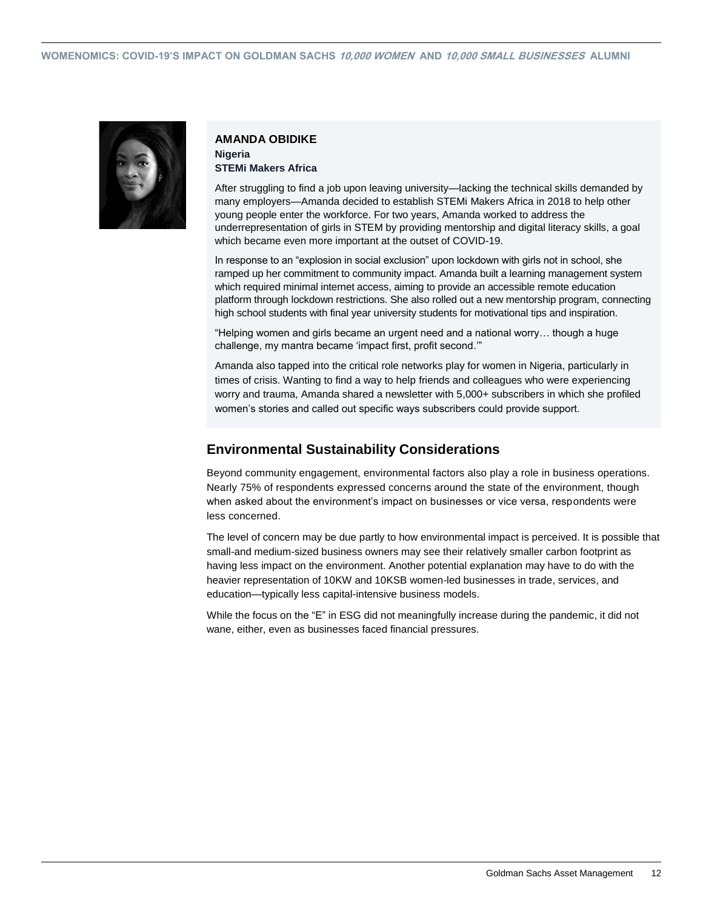**AMANDA OBIDIKE**
**Nigeria**
**STEMi Makers Africa**

After struggling to find a job upon leaving university—lacking the technical skills demanded by many employers—Amanda decided to establish STEMi Makers Africa in 2018 to help other young people enter the workforce. For two years, Amanda worked to address the underrepresentation of girls in STEM by providing mentorship and digital literacy skills, a goal which became even more important at the outset of COVID-19.

In response to an "explosion in social exclusion" upon lockdown with girls not in school, she ramped up her commitment to community impact. Amanda built a learning management system which required minimal internet access, aiming to provide an accessible remote education platform through lockdown restrictions. She also rolled out a new mentorship program, connecting high school students with final year university students for motivational tips and inspiration.

"Helping women and girls became an urgent need and a national worry… though a huge challenge, my mantra became 'impact first, profit second.'"

Amanda also tapped into the critical role networks play for women in Nigeria, particularly in times of crisis. Wanting to find a way to help friends and colleagues who were experiencing worry and trauma, Amanda shared a newsletter with 5,000+ subscribers in which she profiled women's stories and called out specific ways subscribers could provide support.

## Environmental Sustainability Considerations

Beyond community engagement, environmental factors also play a role in business operations. Nearly 75% of respondents expressed concerns around the state of the environment, though when asked about the environment's impact on businesses or vice versa, respondents were less concerned.

The level of concern may be due partly to how environmental impact is perceived. It is possible that small-and medium-sized business owners may see their relatively smaller carbon footprint as having less impact on the environment. Another potential explanation may have to do with the heavier representation of 10KW and 10KSB women-led businesses in trade, services, and education—typically less capital-intensive business models.

While the focus on the "E" in ESG did not meaningfully increase during the pandemic, it did not wane, either, even as businesses faced financial pressures.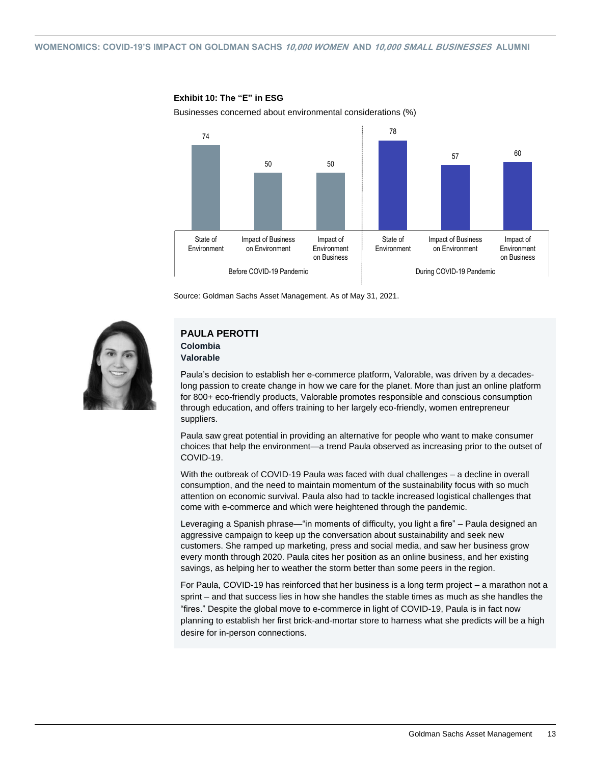**Exhibit 10: The "E" in ESG**

Businesses concerned about environmental considerations (%)

| | State of Environment | Impact of Business on Environment | Impact of Environment on Business |
|---|---|---|---|
| Before COVID-19 Pandemic | 74 | 50 | 50 |
| During COVID-19 Pandemic | 78 | 57 | 60 |

Source: Goldman Sachs Asset Management. As of May 31, 2021.

### PAULA PEROTTI
**Colombia**
**Valorable**

Paula's decision to establish her e-commerce platform, Valorable, was driven by a decades-long passion to create change in how we care for the planet. More than just an online platform for 800+ eco-friendly products, Valorable promotes responsible and conscious consumption through education, and offers training to her largely eco-friendly, women entrepreneur suppliers.

Paula saw great potential in providing an alternative for people who want to make consumer choices that help the environment—a trend Paula observed as increasing prior to the outset of COVID-19.

With the outbreak of COVID-19 Paula was faced with dual challenges – a decline in overall consumption, and the need to maintain momentum of the sustainability focus with so much attention on economic survival. Paula also had to tackle increased logistical challenges that come with e-commerce and which were heightened through the pandemic.

Leveraging a Spanish phrase—"in moments of difficulty, you light a fire" – Paula designed an aggressive campaign to keep up the conversation about sustainability and seek new customers. She ramped up marketing, press and social media, and saw her business grow every month through 2020. Paula cites her position as an online business, and her existing savings, as helping her to weather the storm better than some peers in the region.

For Paula, COVID-19 has reinforced that her business is a long term project – a marathon not a sprint – and that success lies in how she handles the stable times as much as she handles the "fires." Despite the global move to e-commerce in light of COVID-19, Paula is in fact now planning to establish her first brick-and-mortar store to harness what she predicts will be a high desire for in-person connections.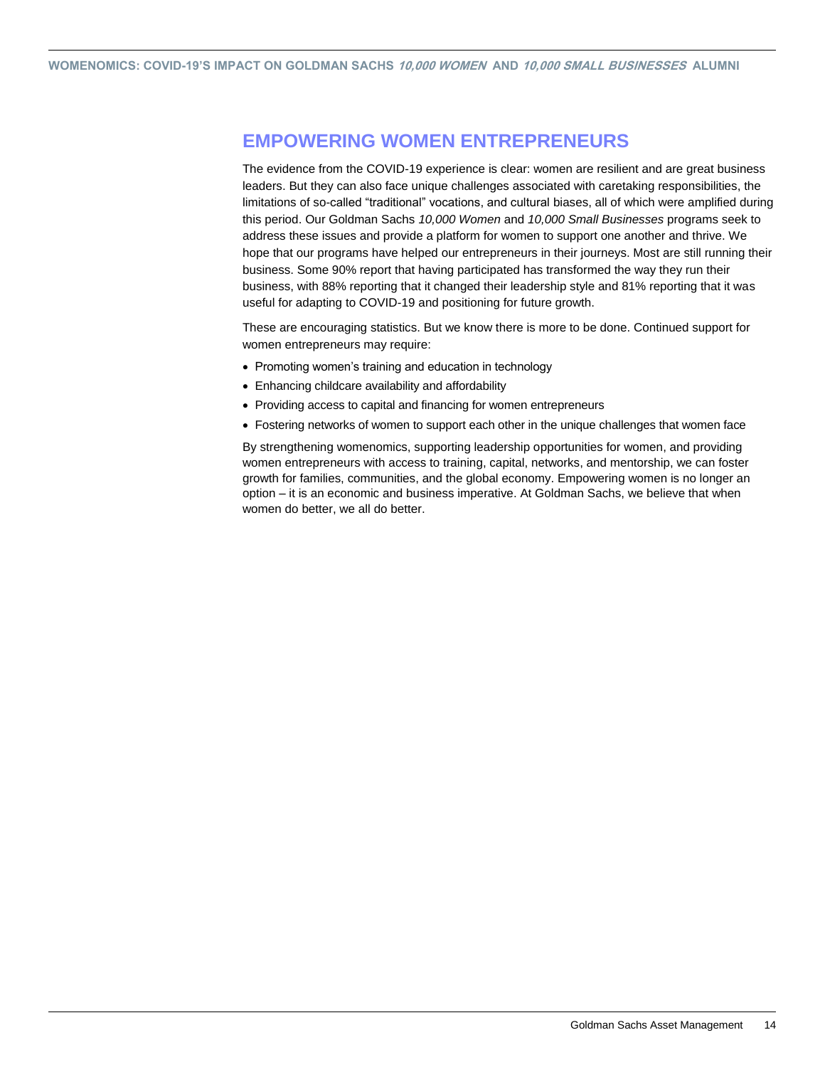## EMPOWERING WOMEN ENTREPRENEURS

The evidence from the COVID-19 experience is clear: women are resilient and are great business leaders. But they can also face unique challenges associated with caretaking responsibilities, the limitations of so-called "traditional" vocations, and cultural biases, all of which were amplified during this period. Our Goldman Sachs *10,000 Women* and *10,000 Small Businesses* programs seek to address these issues and provide a platform for women to support one another and thrive. We hope that our programs have helped our entrepreneurs in their journeys. Most are still running their business. Some 90% report that having participated has transformed the way they run their business, with 88% reporting that it changed their leadership style and 81% reporting that it was useful for adapting to COVID-19 and positioning for future growth.

These are encouraging statistics. But we know there is more to be done. Continued support for women entrepreneurs may require:

- Promoting women's training and education in technology
- Enhancing childcare availability and affordability
- Providing access to capital and financing for women entrepreneurs
- Fostering networks of women to support each other in the unique challenges that women face

By strengthening womenomics, supporting leadership opportunities for women, and providing women entrepreneurs with access to training, capital, networks, and mentorship, we can foster growth for families, communities, and the global economy. Empowering women is no longer an option – it is an economic and business imperative. At Goldman Sachs, we believe that when women do better, we all do better.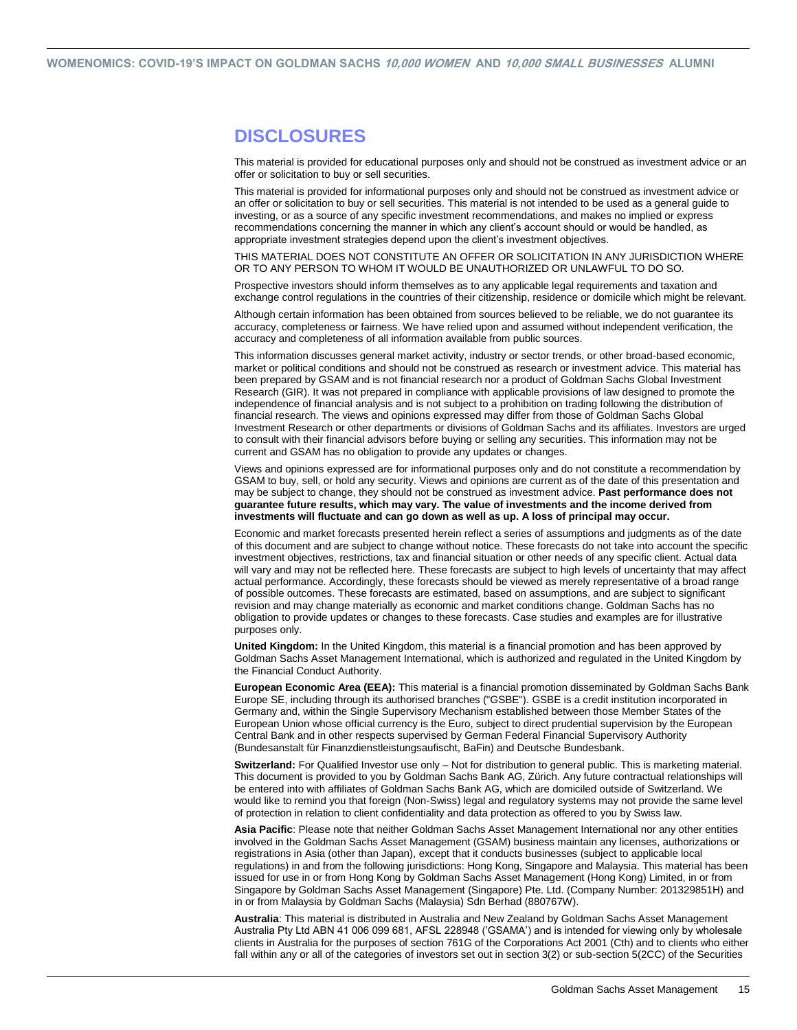## DISCLOSURES

This material is provided for educational purposes only and should not be construed as investment advice or an offer or solicitation to buy or sell securities.

This material is provided for informational purposes only and should not be construed as investment advice or an offer or solicitation to buy or sell securities. This material is not intended to be used as a general guide to investing, or as a source of any specific investment recommendations, and makes no implied or express recommendations concerning the manner in which any client's account should or would be handled, as appropriate investment strategies depend upon the client's investment objectives.

THIS MATERIAL DOES NOT CONSTITUTE AN OFFER OR SOLICITATION IN ANY JURISDICTION WHERE OR TO ANY PERSON TO WHOM IT WOULD BE UNAUTHORIZED OR UNLAWFUL TO DO SO.

Prospective investors should inform themselves as to any applicable legal requirements and taxation and exchange control regulations in the countries of their citizenship, residence or domicile which might be relevant.

Although certain information has been obtained from sources believed to be reliable, we do not guarantee its accuracy, completeness or fairness. We have relied upon and assumed without independent verification, the accuracy and completeness of all information available from public sources.

This information discusses general market activity, industry or sector trends, or other broad-based economic, market or political conditions and should not be construed as research or investment advice. This material has been prepared by GSAM and is not financial research nor a product of Goldman Sachs Global Investment Research (GIR). It was not prepared in compliance with applicable provisions of law designed to promote the independence of financial analysis and is not subject to a prohibition on trading following the distribution of financial research. The views and opinions expressed may differ from those of Goldman Sachs Global Investment Research or other departments or divisions of Goldman Sachs and its affiliates. Investors are urged to consult with their financial advisors before buying or selling any securities. This information may not be current and GSAM has no obligation to provide any updates or changes.

Views and opinions expressed are for informational purposes only and do not constitute a recommendation by GSAM to buy, sell, or hold any security. Views and opinions are current as of the date of this presentation and may be subject to change, they should not be construed as investment advice. **Past performance does not guarantee future results, which may vary. The value of investments and the income derived from investments will fluctuate and can go down as well as up. A loss of principal may occur.**

Economic and market forecasts presented herein reflect a series of assumptions and judgments as of the date of this document and are subject to change without notice. These forecasts do not take into account the specific investment objectives, restrictions, tax and financial situation or other needs of any specific client. Actual data will vary and may not be reflected here. These forecasts are subject to high levels of uncertainty that may affect actual performance. Accordingly, these forecasts should be viewed as merely representative of a broad range of possible outcomes. These forecasts are estimated, based on assumptions, and are subject to significant revision and may change materially as economic and market conditions change. Goldman Sachs has no obligation to provide updates or changes to these forecasts. Case studies and examples are for illustrative purposes only.

**United Kingdom:** In the United Kingdom, this material is a financial promotion and has been approved by Goldman Sachs Asset Management International, which is authorized and regulated in the United Kingdom by the Financial Conduct Authority.

**European Economic Area (EEA):** This material is a financial promotion disseminated by Goldman Sachs Bank Europe SE, including through its authorised branches ("GSBE"). GSBE is a credit institution incorporated in Germany and, within the Single Supervisory Mechanism established between those Member States of the European Union whose official currency is the Euro, subject to direct prudential supervision by the European Central Bank and in other respects supervised by German Federal Financial Supervisory Authority (Bundesanstalt für Finanzdienstleistungsaufischt, BaFin) and Deutsche Bundesbank.

**Switzerland:** For Qualified Investor use only – Not for distribution to general public. This is marketing material. This document is provided to you by Goldman Sachs Bank AG, Zürich. Any future contractual relationships will be entered into with affiliates of Goldman Sachs Bank AG, which are domiciled outside of Switzerland. We would like to remind you that foreign (Non-Swiss) legal and regulatory systems may not provide the same level of protection in relation to client confidentiality and data protection as offered to you by Swiss law.

**Asia Pacific**: Please note that neither Goldman Sachs Asset Management International nor any other entities involved in the Goldman Sachs Asset Management (GSAM) business maintain any licenses, authorizations or registrations in Asia (other than Japan), except that it conducts businesses (subject to applicable local regulations) in and from the following jurisdictions: Hong Kong, Singapore and Malaysia. This material has been issued for use in or from Hong Kong by Goldman Sachs Asset Management (Hong Kong) Limited, in or from Singapore by Goldman Sachs Asset Management (Singapore) Pte. Ltd. (Company Number: 201329851H) and in or from Malaysia by Goldman Sachs (Malaysia) Sdn Berhad (880767W).

**Australia**: This material is distributed in Australia and New Zealand by Goldman Sachs Asset Management Australia Pty Ltd ABN 41 006 099 681, AFSL 228948 ('GSAMA') and is intended for viewing only by wholesale clients in Australia for the purposes of section 761G of the Corporations Act 2001 (Cth) and to clients who either fall within any or all of the categories of investors set out in section 3(2) or sub-section 5(2CC) of the Securities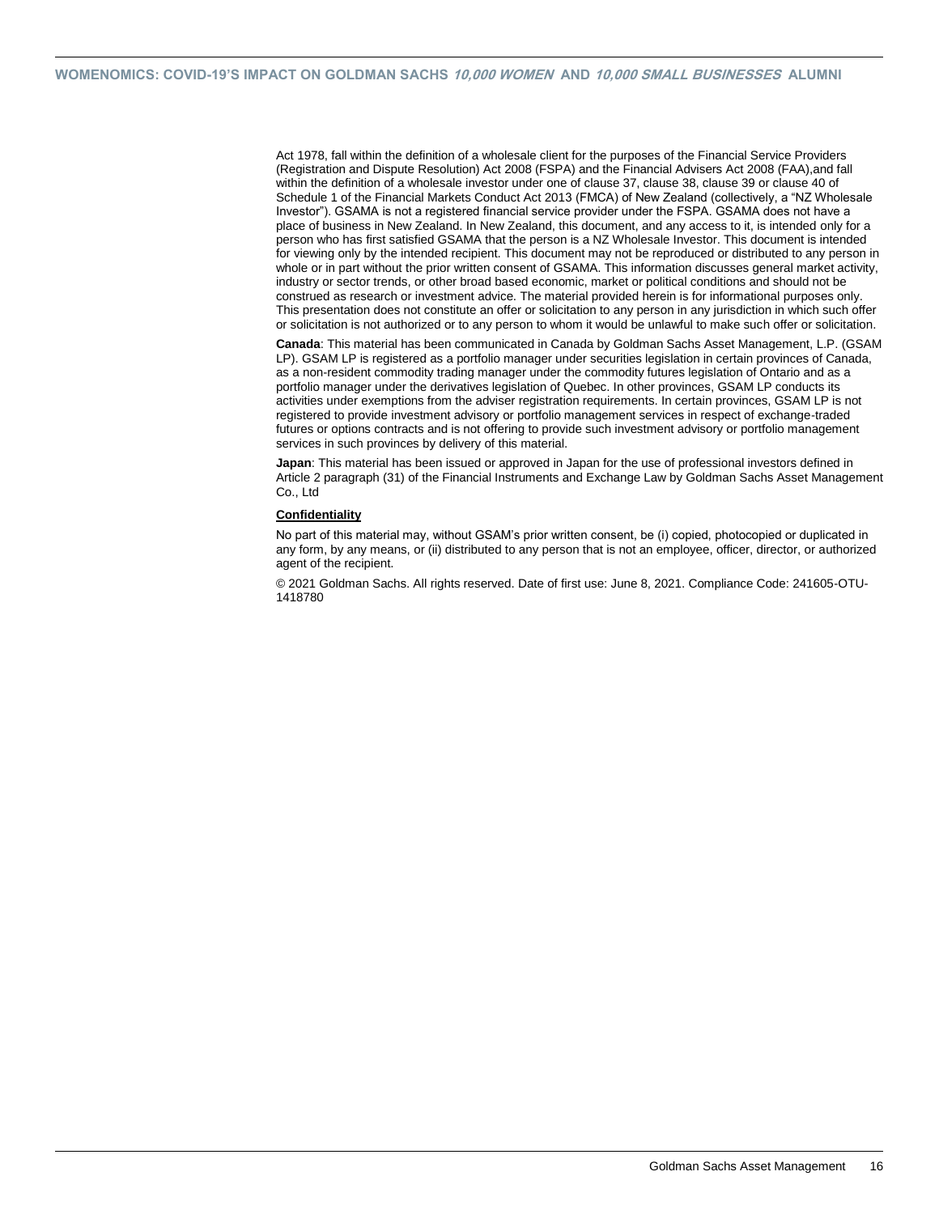Act 1978, fall within the definition of a wholesale client for the purposes of the Financial Service Providers (Registration and Dispute Resolution) Act 2008 (FSPA) and the Financial Advisers Act 2008 (FAA),and fall within the definition of a wholesale investor under one of clause 37, clause 38, clause 39 or clause 40 of Schedule 1 of the Financial Markets Conduct Act 2013 (FMCA) of New Zealand (collectively, a "NZ Wholesale Investor"). GSAMA is not a registered financial service provider under the FSPA. GSAMA does not have a place of business in New Zealand. In New Zealand, this document, and any access to it, is intended only for a person who has first satisfied GSAMA that the person is a NZ Wholesale Investor. This document is intended for viewing only by the intended recipient. This document may not be reproduced or distributed to any person in whole or in part without the prior written consent of GSAMA. This information discusses general market activity, industry or sector trends, or other broad based economic, market or political conditions and should not be construed as research or investment advice. The material provided herein is for informational purposes only. This presentation does not constitute an offer or solicitation to any person in any jurisdiction in which such offer or solicitation is not authorized or to any person to whom it would be unlawful to make such offer or solicitation.

**Canada**: This material has been communicated in Canada by Goldman Sachs Asset Management, L.P. (GSAM LP). GSAM LP is registered as a portfolio manager under securities legislation in certain provinces of Canada, as a non-resident commodity trading manager under the commodity futures legislation of Ontario and as a portfolio manager under the derivatives legislation of Quebec. In other provinces, GSAM LP conducts its activities under exemptions from the adviser registration requirements. In certain provinces, GSAM LP is not registered to provide investment advisory or portfolio management services in respect of exchange-traded futures or options contracts and is not offering to provide such investment advisory or portfolio management services in such provinces by delivery of this material.

**Japan**: This material has been issued or approved in Japan for the use of professional investors defined in Article 2 paragraph (31) of the Financial Instruments and Exchange Law by Goldman Sachs Asset Management Co., Ltd

**Confidentiality**

No part of this material may, without GSAM's prior written consent, be (i) copied, photocopied or duplicated in any form, by any means, or (ii) distributed to any person that is not an employee, officer, director, or authorized agent of the recipient.

© 2021 Goldman Sachs. All rights reserved. Date of first use: June 8, 2021. Compliance Code: 241605-OTU-1418780